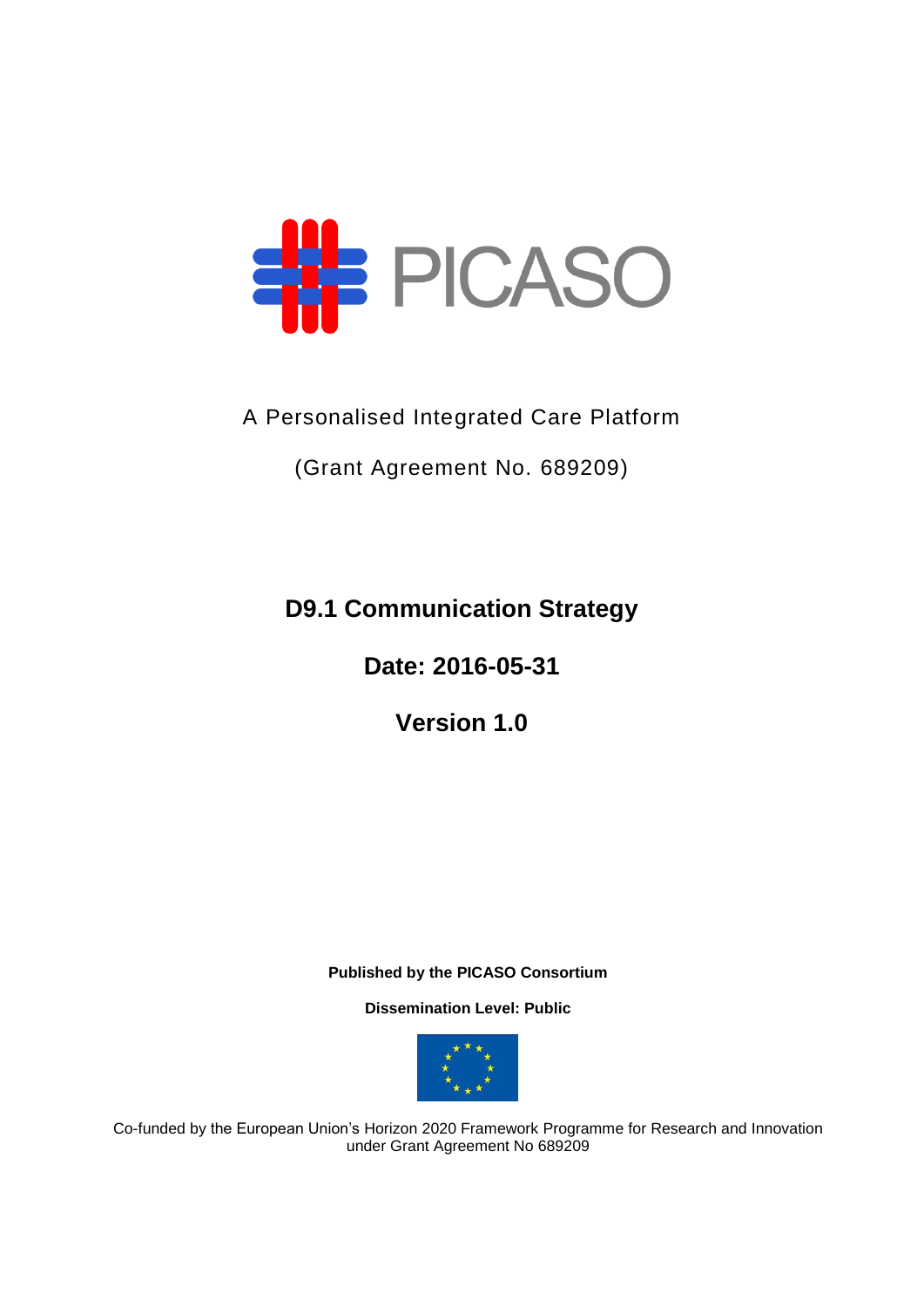PICASO

A Personalised Integrated Care Platform

(Grant Agreement No. 689209)

# D9.1 Communication Strategy

## Date: 2016-05-31

## Version 1.0

**Published by the PICASO Consortium**

**Dissemination Level: Public**

Co-funded by the European Union's Horizon 2020 Framework Programme for Research and Innovation under Grant Agreement No 689209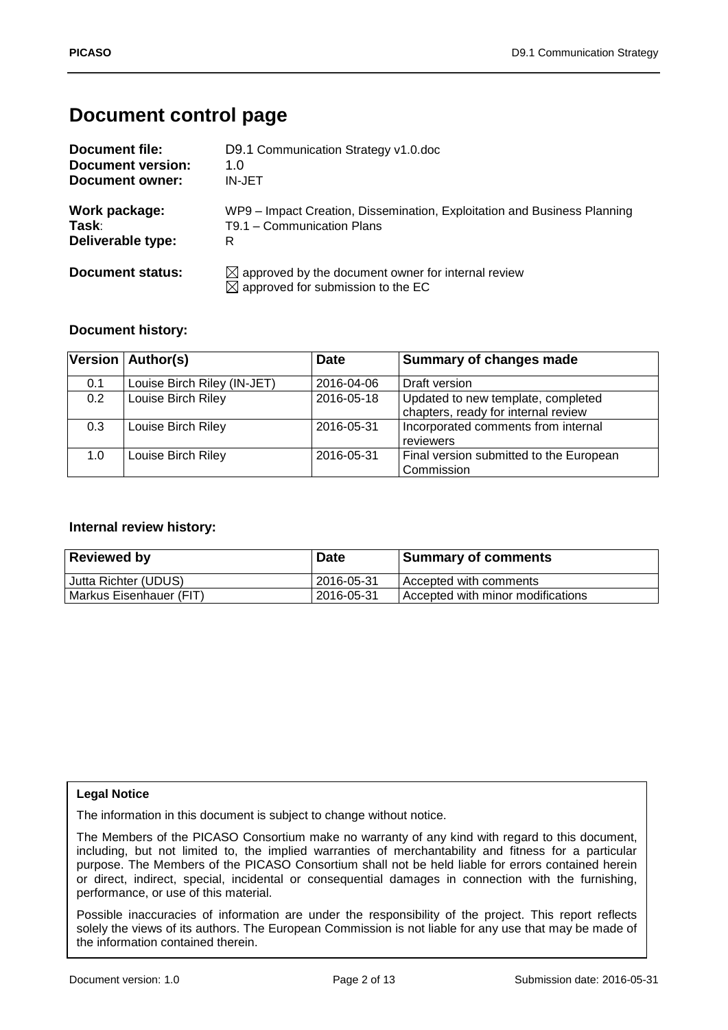# Document control page

| | |
|---|---|
| **Document file:** | D9.1 Communication Strategy v1.0.doc |
| **Document version:** | 1.0 |
| **Document owner:** | IN-JET |
| **Work package:** | WP9 – Impact Creation, Dissemination, Exploitation and Business Planning |
| **Task:** | T9.1 – Communication Plans |
| **Deliverable type:** | R |
| **Document status:** | ☒ approved by the document owner for internal review<br>☒ approved for submission to the EC |

### Document history:

| Version | Author(s) | Date | Summary of changes made |
|---|---|---|---|
| 0.1 | Louise Birch Riley (IN-JET) | 2016-04-06 | Draft version |
| 0.2 | Louise Birch Riley | 2016-05-18 | Updated to new template, completed chapters, ready for internal review |
| 0.3 | Louise Birch Riley | 2016-05-31 | Incorporated comments from internal reviewers |
| 1.0 | Louise Birch Riley | 2016-05-31 | Final version submitted to the European Commission |

### Internal review history:

| Reviewed by | Date | Summary of comments |
|---|---|---|
| Jutta Richter (UDUS) | 2016-05-31 | Accepted with comments |
| Markus Eisenhauer (FIT) | 2016-05-31 | Accepted with minor modifications |

**Legal Notice**

The information in this document is subject to change without notice.

The Members of the PICASO Consortium make no warranty of any kind with regard to this document, including, but not limited to, the implied warranties of merchantability and fitness for a particular purpose. The Members of the PICASO Consortium shall not be held liable for errors contained herein or direct, indirect, special, incidental or consequential damages in connection with the furnishing, performance, or use of this material.

Possible inaccuracies of information are under the responsibility of the project. This report reflects solely the views of its authors. The European Commission is not liable for any use that may be made of the information contained therein.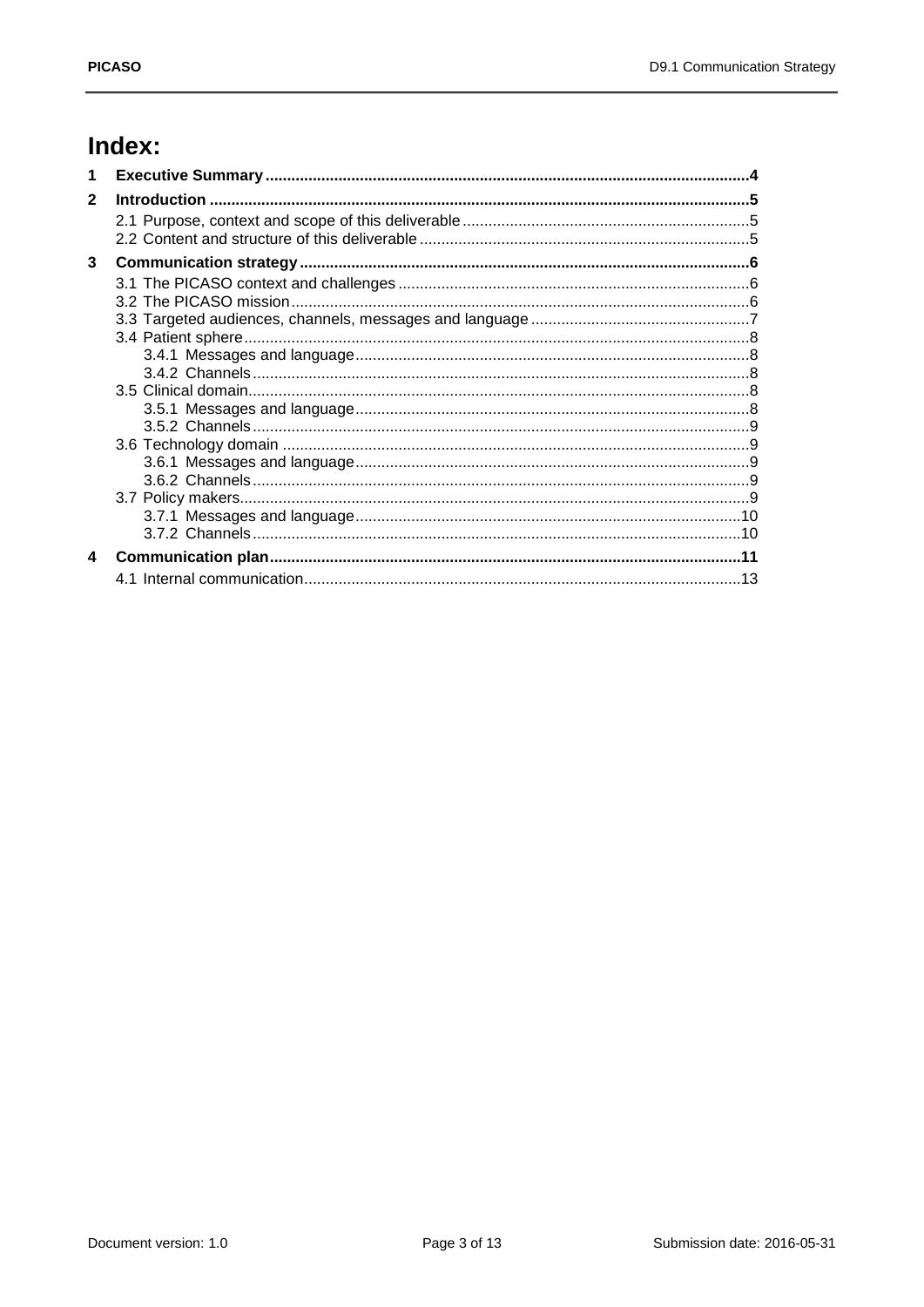# Index:

1 **Executive Summary** .....4

2 **Introduction** .....5

- 2.1 Purpose, context and scope of this deliverable .....5
- 2.2 Content and structure of this deliverable .....5

3 **Communication strategy** .....6

- 3.1 The PICASO context and challenges .....6
- 3.2 The PICASO mission .....6
- 3.3 Targeted audiences, channels, messages and language .....7
- 3.4 Patient sphere .....8
  - 3.4.1 Messages and language .....8
  - 3.4.2 Channels .....8
- 3.5 Clinical domain .....8
  - 3.5.1 Messages and language .....8
  - 3.5.2 Channels .....9
- 3.6 Technology domain .....9
  - 3.6.1 Messages and language .....9
  - 3.6.2 Channels .....9
- 3.7 Policy makers .....9
  - 3.7.1 Messages and language .....10
  - 3.7.2 Channels .....10

4 **Communication plan** .....11

- 4.1 Internal communication .....13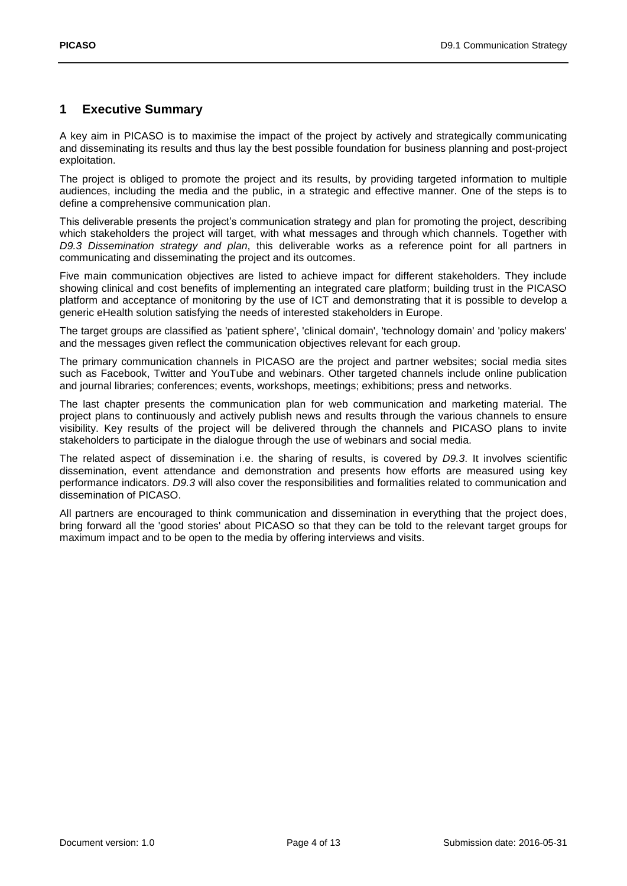# 1 Executive Summary

A key aim in PICASO is to maximise the impact of the project by actively and strategically communicating and disseminating its results and thus lay the best possible foundation for business planning and post-project exploitation.

The project is obliged to promote the project and its results, by providing targeted information to multiple audiences, including the media and the public, in a strategic and effective manner. One of the steps is to define a comprehensive communication plan.

This deliverable presents the project's communication strategy and plan for promoting the project, describing which stakeholders the project will target, with what messages and through which channels. Together with *D9.3 Dissemination strategy and plan*, this deliverable works as a reference point for all partners in communicating and disseminating the project and its outcomes.

Five main communication objectives are listed to achieve impact for different stakeholders. They include showing clinical and cost benefits of implementing an integrated care platform; building trust in the PICASO platform and acceptance of monitoring by the use of ICT and demonstrating that it is possible to develop a generic eHealth solution satisfying the needs of interested stakeholders in Europe.

The target groups are classified as 'patient sphere', 'clinical domain', 'technology domain' and 'policy makers' and the messages given reflect the communication objectives relevant for each group.

The primary communication channels in PICASO are the project and partner websites; social media sites such as Facebook, Twitter and YouTube and webinars. Other targeted channels include online publication and journal libraries; conferences; events, workshops, meetings; exhibitions; press and networks.

The last chapter presents the communication plan for web communication and marketing material. The project plans to continuously and actively publish news and results through the various channels to ensure visibility. Key results of the project will be delivered through the channels and PICASO plans to invite stakeholders to participate in the dialogue through the use of webinars and social media.

The related aspect of dissemination i.e. the sharing of results, is covered by *D9.3*. It involves scientific dissemination, event attendance and demonstration and presents how efforts are measured using key performance indicators. *D9.3* will also cover the responsibilities and formalities related to communication and dissemination of PICASO.

All partners are encouraged to think communication and dissemination in everything that the project does, bring forward all the 'good stories' about PICASO so that they can be told to the relevant target groups for maximum impact and to be open to the media by offering interviews and visits.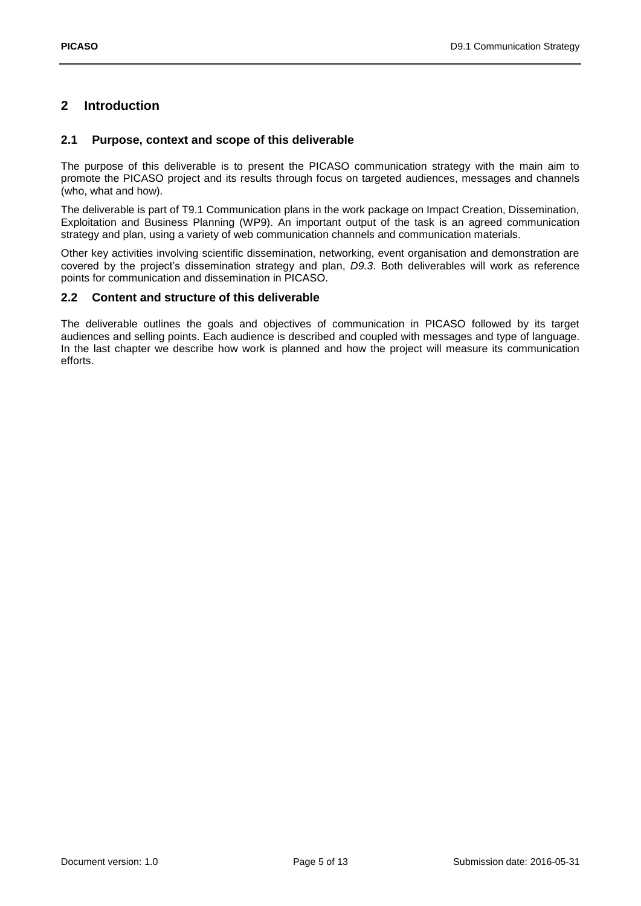# 2 Introduction

## 2.1 Purpose, context and scope of this deliverable

The purpose of this deliverable is to present the PICASO communication strategy with the main aim to promote the PICASO project and its results through focus on targeted audiences, messages and channels (who, what and how).

The deliverable is part of T9.1 Communication plans in the work package on Impact Creation, Dissemination, Exploitation and Business Planning (WP9). An important output of the task is an agreed communication strategy and plan, using a variety of web communication channels and communication materials.

Other key activities involving scientific dissemination, networking, event organisation and demonstration are covered by the project's dissemination strategy and plan, *D9.3*. Both deliverables will work as reference points for communication and dissemination in PICASO.

## 2.2 Content and structure of this deliverable

The deliverable outlines the goals and objectives of communication in PICASO followed by its target audiences and selling points. Each audience is described and coupled with messages and type of language. In the last chapter we describe how work is planned and how the project will measure its communication efforts.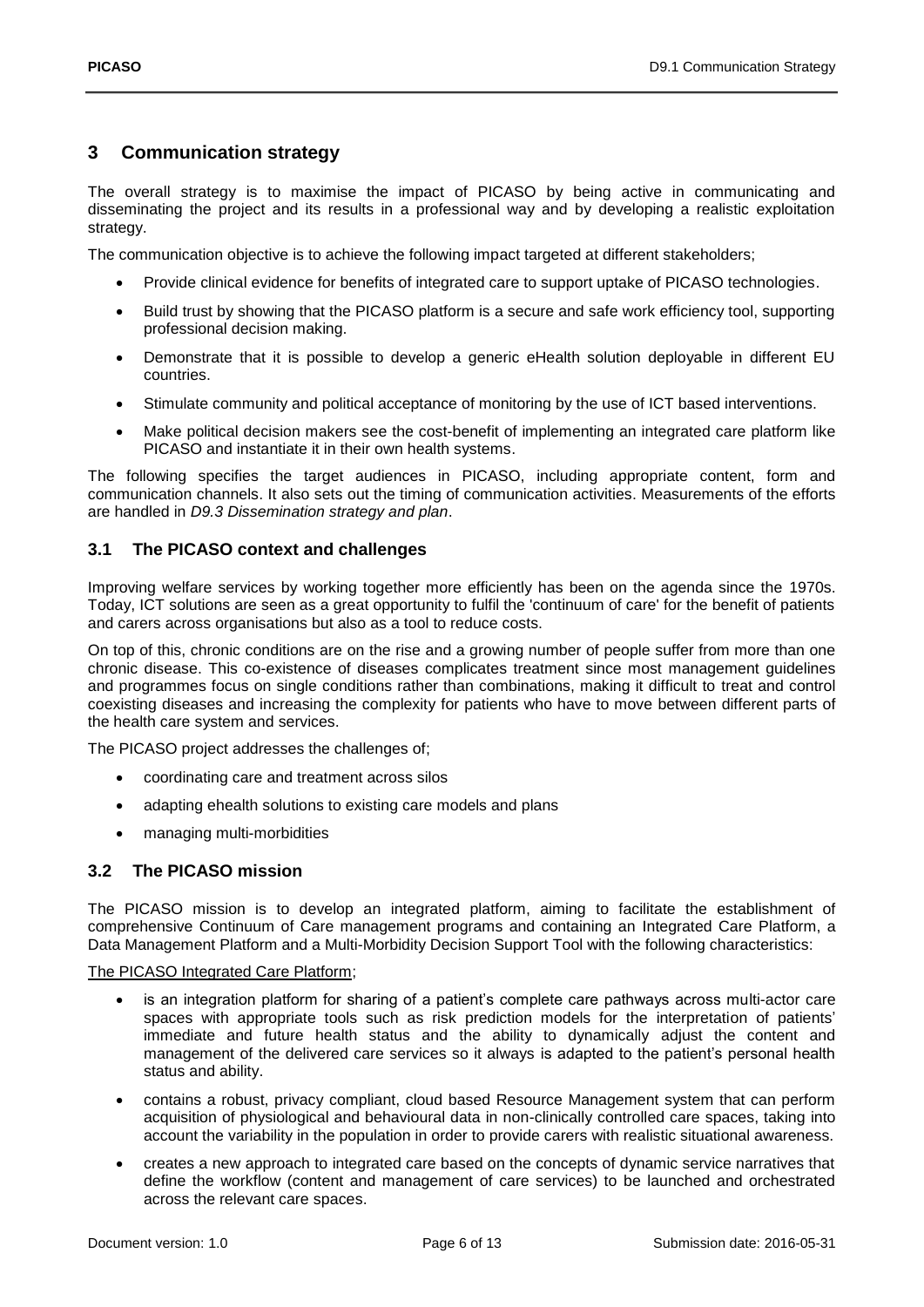## 3 Communication strategy

The overall strategy is to maximise the impact of PICASO by being active in communicating and disseminating the project and its results in a professional way and by developing a realistic exploitation strategy.

The communication objective is to achieve the following impact targeted at different stakeholders;

- Provide clinical evidence for benefits of integrated care to support uptake of PICASO technologies.
- Build trust by showing that the PICASO platform is a secure and safe work efficiency tool, supporting professional decision making.
- Demonstrate that it is possible to develop a generic eHealth solution deployable in different EU countries.
- Stimulate community and political acceptance of monitoring by the use of ICT based interventions.
- Make political decision makers see the cost-benefit of implementing an integrated care platform like PICASO and instantiate it in their own health systems.

The following specifies the target audiences in PICASO, including appropriate content, form and communication channels. It also sets out the timing of communication activities. Measurements of the efforts are handled in *D9.3 Dissemination strategy and plan*.

### 3.1 The PICASO context and challenges

Improving welfare services by working together more efficiently has been on the agenda since the 1970s. Today, ICT solutions are seen as a great opportunity to fulfil the 'continuum of care' for the benefit of patients and carers across organisations but also as a tool to reduce costs.

On top of this, chronic conditions are on the rise and a growing number of people suffer from more than one chronic disease. This co-existence of diseases complicates treatment since most management guidelines and programmes focus on single conditions rather than combinations, making it difficult to treat and control coexisting diseases and increasing the complexity for patients who have to move between different parts of the health care system and services.

The PICASO project addresses the challenges of;

- coordinating care and treatment across silos
- adapting ehealth solutions to existing care models and plans
- managing multi-morbidities

### 3.2 The PICASO mission

The PICASO mission is to develop an integrated platform, aiming to facilitate the establishment of comprehensive Continuum of Care management programs and containing an Integrated Care Platform, a Data Management Platform and a Multi-Morbidity Decision Support Tool with the following characteristics:

<u>The PICASO Integrated Care Platform</u>;

- is an integration platform for sharing of a patient's complete care pathways across multi-actor care spaces with appropriate tools such as risk prediction models for the interpretation of patients' immediate and future health status and the ability to dynamically adjust the content and management of the delivered care services so it always is adapted to the patient's personal health status and ability.
- contains a robust, privacy compliant, cloud based Resource Management system that can perform acquisition of physiological and behavioural data in non-clinically controlled care spaces, taking into account the variability in the population in order to provide carers with realistic situational awareness.
- creates a new approach to integrated care based on the concepts of dynamic service narratives that define the workflow (content and management of care services) to be launched and orchestrated across the relevant care spaces.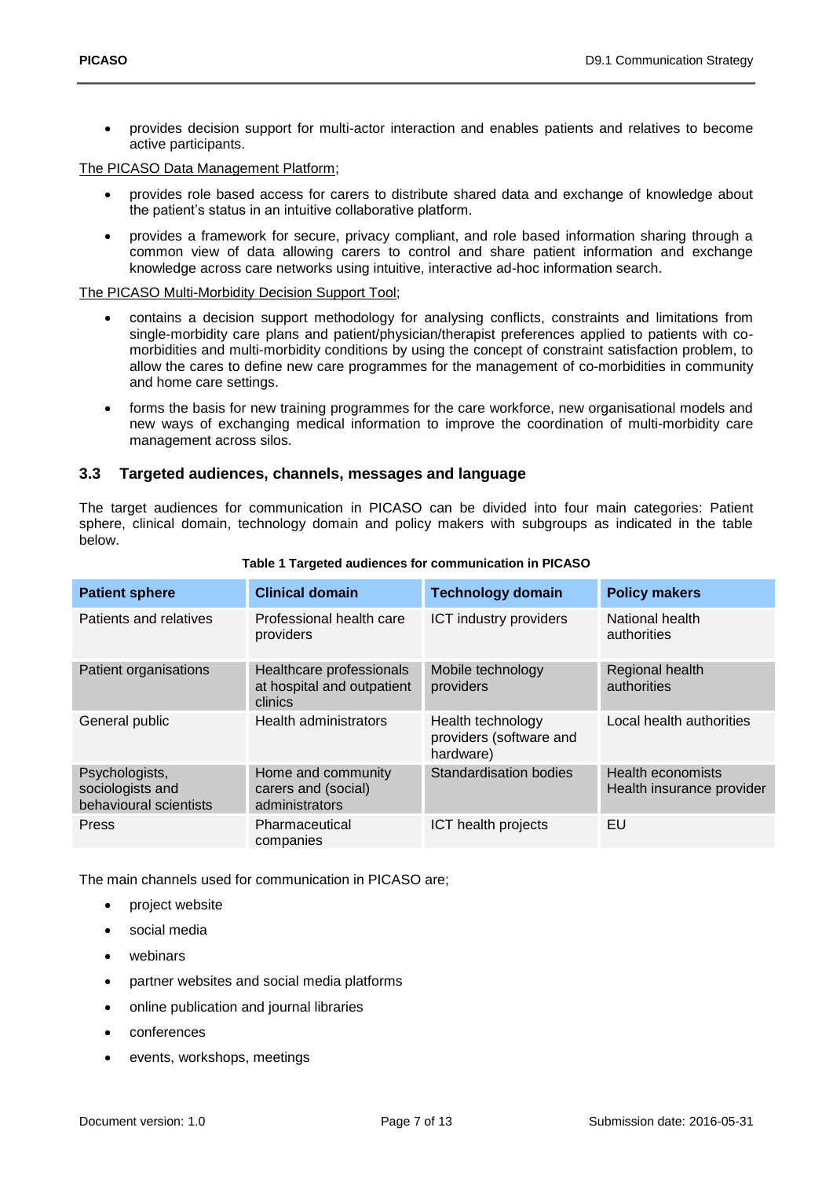- provides decision support for multi-actor interaction and enables patients and relatives to become active participants.

The PICASO Data Management Platform;

- provides role based access for carers to distribute shared data and exchange of knowledge about the patient's status in an intuitive collaborative platform.
- provides a framework for secure, privacy compliant, and role based information sharing through a common view of data allowing carers to control and share patient information and exchange knowledge across care networks using intuitive, interactive ad-hoc information search.

The PICASO Multi-Morbidity Decision Support Tool;

- contains a decision support methodology for analysing conflicts, constraints and limitations from single-morbidity care plans and patient/physician/therapist preferences applied to patients with co-morbidities and multi-morbidity conditions by using the concept of constraint satisfaction problem, to allow the cares to define new care programmes for the management of co-morbidities in community and home care settings.
- forms the basis for new training programmes for the care workforce, new organisational models and new ways of exchanging medical information to improve the coordination of multi-morbidity care management across silos.

### 3.3 Targeted audiences, channels, messages and language

The target audiences for communication in PICASO can be divided into four main categories: Patient sphere, clinical domain, technology domain and policy makers with subgroups as indicated in the table below.

**Table 1 Targeted audiences for communication in PICASO**

| Patient sphere | Clinical domain | Technology domain | Policy makers |
|---|---|---|---|
| Patients and relatives | Professional health care providers | ICT industry providers | National health authorities |
| Patient organisations | Healthcare professionals at hospital and outpatient clinics | Mobile technology providers | Regional health authorities |
| General public | Health administrators | Health technology providers (software and hardware) | Local health authorities |
| Psychologists, sociologists and behavioural scientists | Home and community carers and (social) administrators | Standardisation bodies | Health economists Health insurance provider |
| Press | Pharmaceutical companies | ICT health projects | EU |

The main channels used for communication in PICASO are;

- project website
- social media
- webinars
- partner websites and social media platforms
- online publication and journal libraries
- conferences
- events, workshops, meetings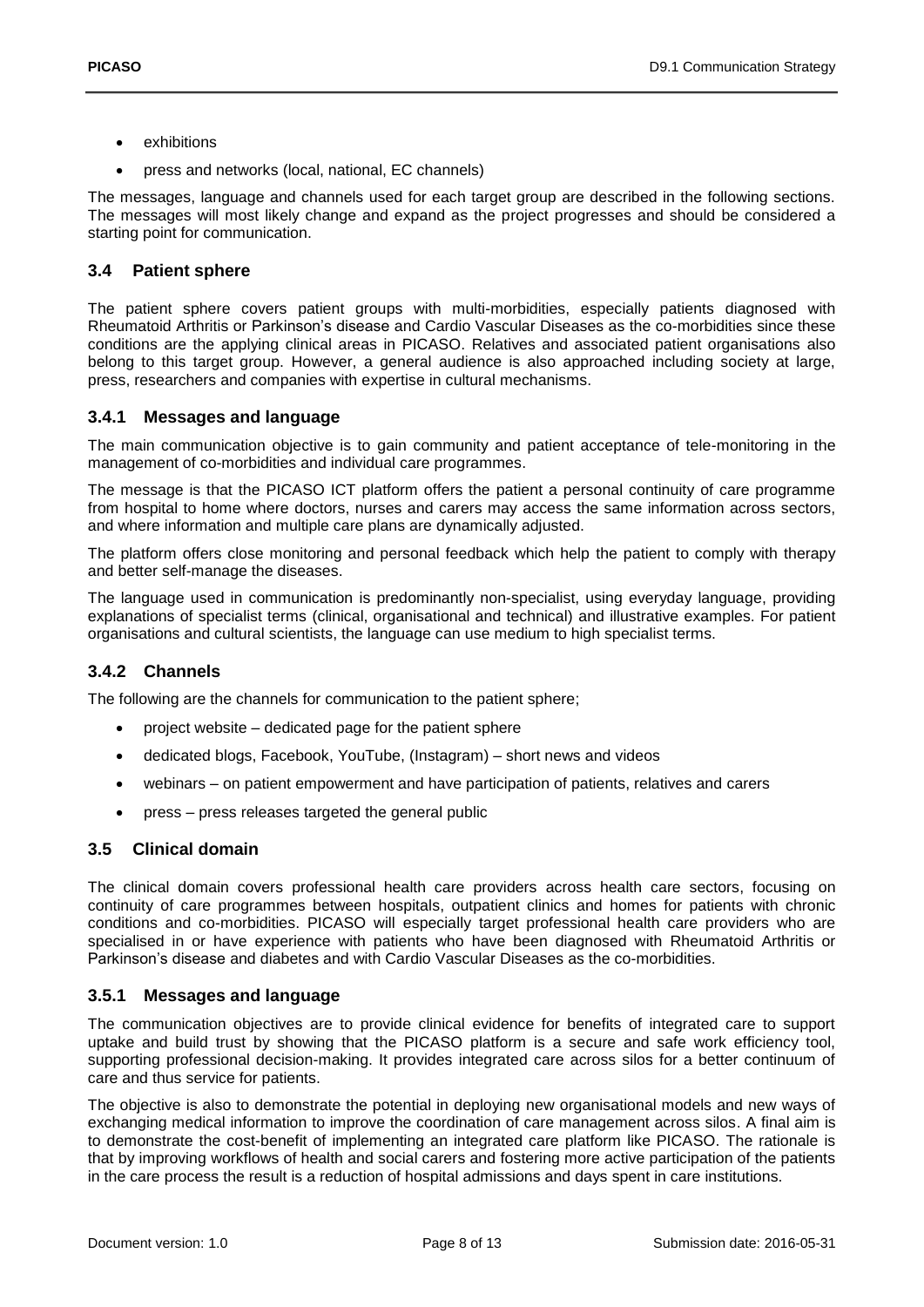- exhibitions
- press and networks (local, national, EC channels)

The messages, language and channels used for each target group are described in the following sections. The messages will most likely change and expand as the project progresses and should be considered a starting point for communication.

## 3.4 Patient sphere

The patient sphere covers patient groups with multi-morbidities, especially patients diagnosed with Rheumatoid Arthritis or Parkinson's disease and Cardio Vascular Diseases as the co-morbidities since these conditions are the applying clinical areas in PICASO. Relatives and associated patient organisations also belong to this target group. However, a general audience is also approached including society at large, press, researchers and companies with expertise in cultural mechanisms.

### 3.4.1 Messages and language

The main communication objective is to gain community and patient acceptance of tele-monitoring in the management of co-morbidities and individual care programmes.

The message is that the PICASO ICT platform offers the patient a personal continuity of care programme from hospital to home where doctors, nurses and carers may access the same information across sectors, and where information and multiple care plans are dynamically adjusted.

The platform offers close monitoring and personal feedback which help the patient to comply with therapy and better self-manage the diseases.

The language used in communication is predominantly non-specialist, using everyday language, providing explanations of specialist terms (clinical, organisational and technical) and illustrative examples. For patient organisations and cultural scientists, the language can use medium to high specialist terms.

### 3.4.2 Channels

The following are the channels for communication to the patient sphere;

- project website – dedicated page for the patient sphere
- dedicated blogs, Facebook, YouTube, (Instagram) – short news and videos
- webinars – on patient empowerment and have participation of patients, relatives and carers
- press – press releases targeted the general public

## 3.5 Clinical domain

The clinical domain covers professional health care providers across health care sectors, focusing on continuity of care programmes between hospitals, outpatient clinics and homes for patients with chronic conditions and co-morbidities. PICASO will especially target professional health care providers who are specialised in or have experience with patients who have been diagnosed with Rheumatoid Arthritis or Parkinson's disease and diabetes and with Cardio Vascular Diseases as the co-morbidities.

### 3.5.1 Messages and language

The communication objectives are to provide clinical evidence for benefits of integrated care to support uptake and build trust by showing that the PICASO platform is a secure and safe work efficiency tool, supporting professional decision-making. It provides integrated care across silos for a better continuum of care and thus service for patients.

The objective is also to demonstrate the potential in deploying new organisational models and new ways of exchanging medical information to improve the coordination of care management across silos. A final aim is to demonstrate the cost-benefit of implementing an integrated care platform like PICASO. The rationale is that by improving workflows of health and social carers and fostering more active participation of the patients in the care process the result is a reduction of hospital admissions and days spent in care institutions.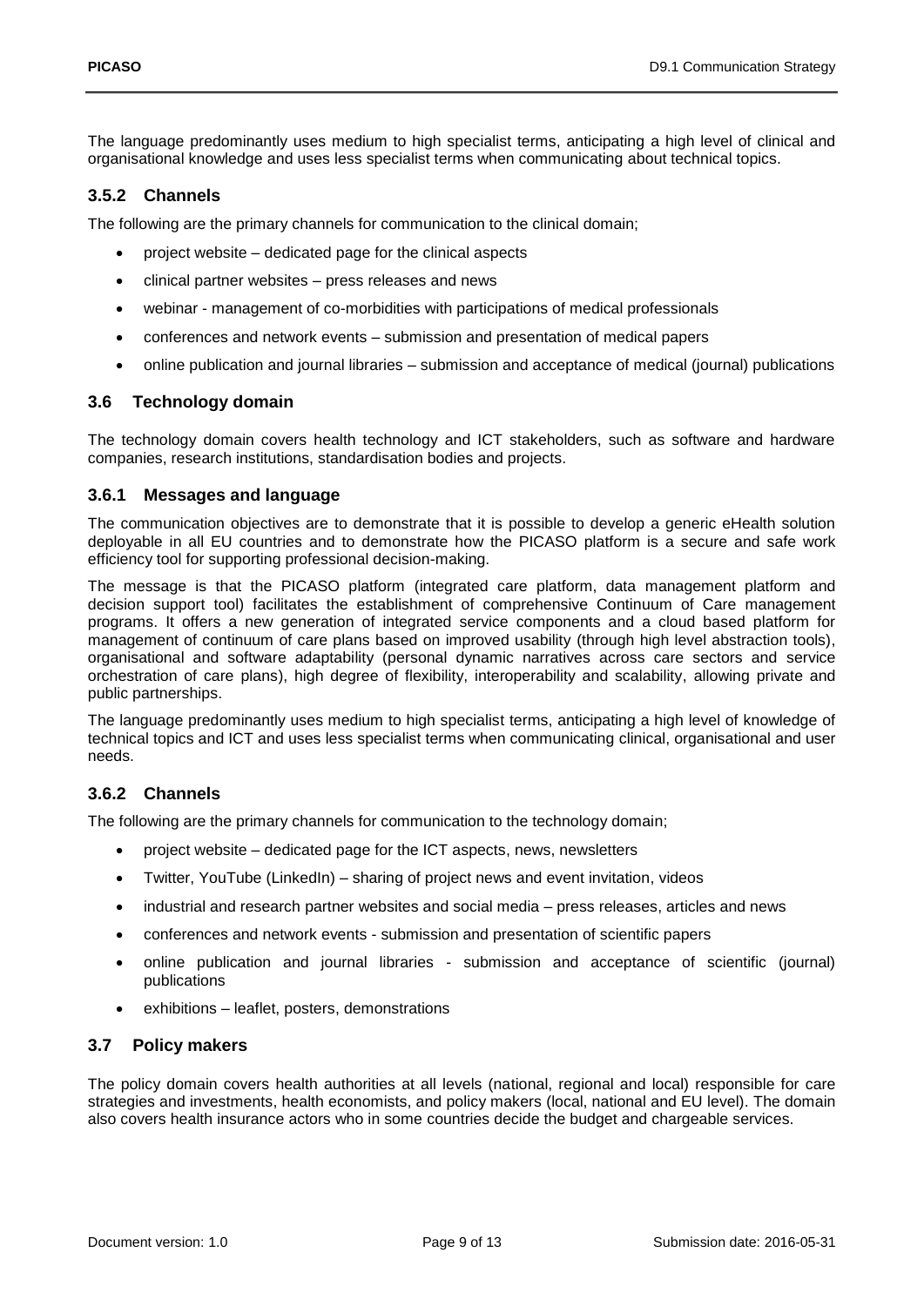The language predominantly uses medium to high specialist terms, anticipating a high level of clinical and organisational knowledge and uses less specialist terms when communicating about technical topics.

### 3.5.2 Channels

The following are the primary channels for communication to the clinical domain;

- project website – dedicated page for the clinical aspects
- clinical partner websites – press releases and news
- webinar - management of co-morbidities with participations of medical professionals
- conferences and network events – submission and presentation of medical papers
- online publication and journal libraries – submission and acceptance of medical (journal) publications

## 3.6 Technology domain

The technology domain covers health technology and ICT stakeholders, such as software and hardware companies, research institutions, standardisation bodies and projects.

### 3.6.1 Messages and language

The communication objectives are to demonstrate that it is possible to develop a generic eHealth solution deployable in all EU countries and to demonstrate how the PICASO platform is a secure and safe work efficiency tool for supporting professional decision-making.

The message is that the PICASO platform (integrated care platform, data management platform and decision support tool) facilitates the establishment of comprehensive Continuum of Care management programs. It offers a new generation of integrated service components and a cloud based platform for management of continuum of care plans based on improved usability (through high level abstraction tools), organisational and software adaptability (personal dynamic narratives across care sectors and service orchestration of care plans), high degree of flexibility, interoperability and scalability, allowing private and public partnerships.

The language predominantly uses medium to high specialist terms, anticipating a high level of knowledge of technical topics and ICT and uses less specialist terms when communicating clinical, organisational and user needs.

### 3.6.2 Channels

The following are the primary channels for communication to the technology domain;

- project website – dedicated page for the ICT aspects, news, newsletters
- Twitter, YouTube (LinkedIn) – sharing of project news and event invitation, videos
- industrial and research partner websites and social media – press releases, articles and news
- conferences and network events - submission and presentation of scientific papers
- online publication and journal libraries - submission and acceptance of scientific (journal) publications
- exhibitions – leaflet, posters, demonstrations

## 3.7 Policy makers

The policy domain covers health authorities at all levels (national, regional and local) responsible for care strategies and investments, health economists, and policy makers (local, national and EU level). The domain also covers health insurance actors who in some countries decide the budget and chargeable services.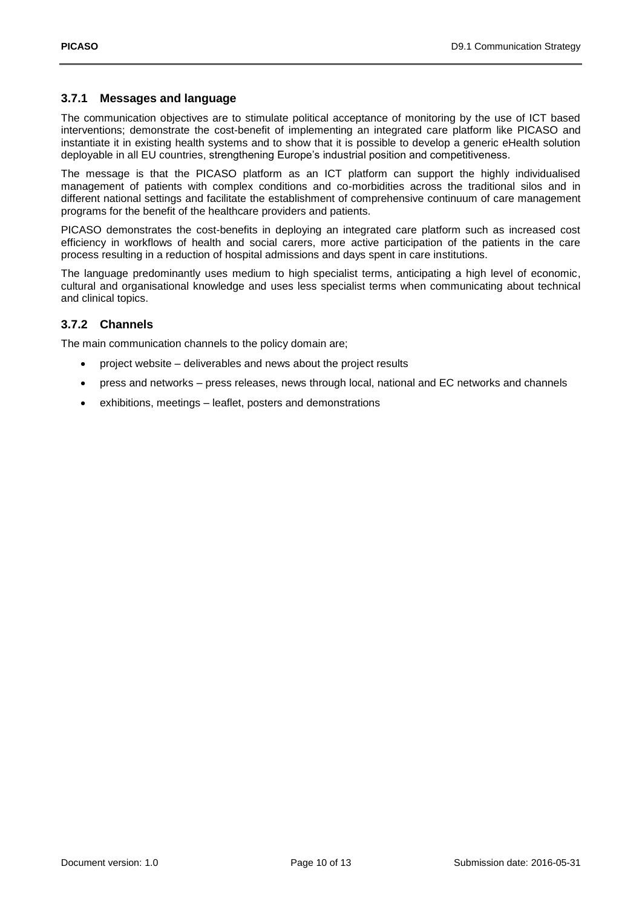### 3.7.1 Messages and language

The communication objectives are to stimulate political acceptance of monitoring by the use of ICT based interventions; demonstrate the cost-benefit of implementing an integrated care platform like PICASO and instantiate it in existing health systems and to show that it is possible to develop a generic eHealth solution deployable in all EU countries, strengthening Europe's industrial position and competitiveness.

The message is that the PICASO platform as an ICT platform can support the highly individualised management of patients with complex conditions and co-morbidities across the traditional silos and in different national settings and facilitate the establishment of comprehensive continuum of care management programs for the benefit of the healthcare providers and patients.

PICASO demonstrates the cost-benefits in deploying an integrated care platform such as increased cost efficiency in workflows of health and social carers, more active participation of the patients in the care process resulting in a reduction of hospital admissions and days spent in care institutions.

The language predominantly uses medium to high specialist terms, anticipating a high level of economic, cultural and organisational knowledge and uses less specialist terms when communicating about technical and clinical topics.

### 3.7.2 Channels

The main communication channels to the policy domain are;

- project website – deliverables and news about the project results
- press and networks – press releases, news through local, national and EC networks and channels
- exhibitions, meetings – leaflet, posters and demonstrations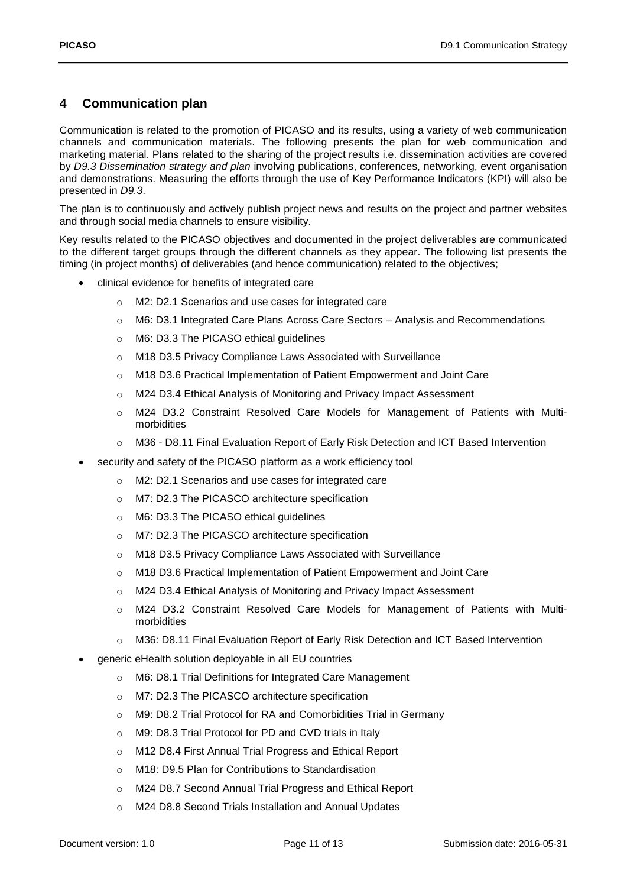## 4 Communication plan

Communication is related to the promotion of PICASO and its results, using a variety of web communication channels and communication materials. The following presents the plan for web communication and marketing material. Plans related to the sharing of the project results i.e. dissemination activities are covered by *D9.3 Dissemination strategy and plan* involving publications, conferences, networking, event organisation and demonstrations. Measuring the efforts through the use of Key Performance Indicators (KPI) will also be presented in *D9.3*.

The plan is to continuously and actively publish project news and results on the project and partner websites and through social media channels to ensure visibility.

Key results related to the PICASO objectives and documented in the project deliverables are communicated to the different target groups through the different channels as they appear. The following list presents the timing (in project months) of deliverables (and hence communication) related to the objectives;

- clinical evidence for benefits of integrated care
  - M2: D2.1 Scenarios and use cases for integrated care
  - M6: D3.1 Integrated Care Plans Across Care Sectors – Analysis and Recommendations
  - M6: D3.3 The PICASO ethical guidelines
  - M18 D3.5 Privacy Compliance Laws Associated with Surveillance
  - M18 D3.6 Practical Implementation of Patient Empowerment and Joint Care
  - M24 D3.4 Ethical Analysis of Monitoring and Privacy Impact Assessment
  - M24 D3.2 Constraint Resolved Care Models for Management of Patients with Multi-morbidities
  - M36 - D8.11 Final Evaluation Report of Early Risk Detection and ICT Based Intervention
- security and safety of the PICASO platform as a work efficiency tool
  - M2: D2.1 Scenarios and use cases for integrated care
  - M7: D2.3 The PICASCO architecture specification
  - M6: D3.3 The PICASO ethical guidelines
  - M7: D2.3 The PICASCO architecture specification
  - M18 D3.5 Privacy Compliance Laws Associated with Surveillance
  - M18 D3.6 Practical Implementation of Patient Empowerment and Joint Care
  - M24 D3.4 Ethical Analysis of Monitoring and Privacy Impact Assessment
  - M24 D3.2 Constraint Resolved Care Models for Management of Patients with Multi-morbidities
  - M36: D8.11 Final Evaluation Report of Early Risk Detection and ICT Based Intervention
- generic eHealth solution deployable in all EU countries
  - M6: D8.1 Trial Definitions for Integrated Care Management
  - M7: D2.3 The PICASCO architecture specification
  - M9: D8.2 Trial Protocol for RA and Comorbidities Trial in Germany
  - M9: D8.3 Trial Protocol for PD and CVD trials in Italy
  - M12 D8.4 First Annual Trial Progress and Ethical Report
  - M18: D9.5 Plan for Contributions to Standardisation
  - M24 D8.7 Second Annual Trial Progress and Ethical Report
  - M24 D8.8 Second Trials Installation and Annual Updates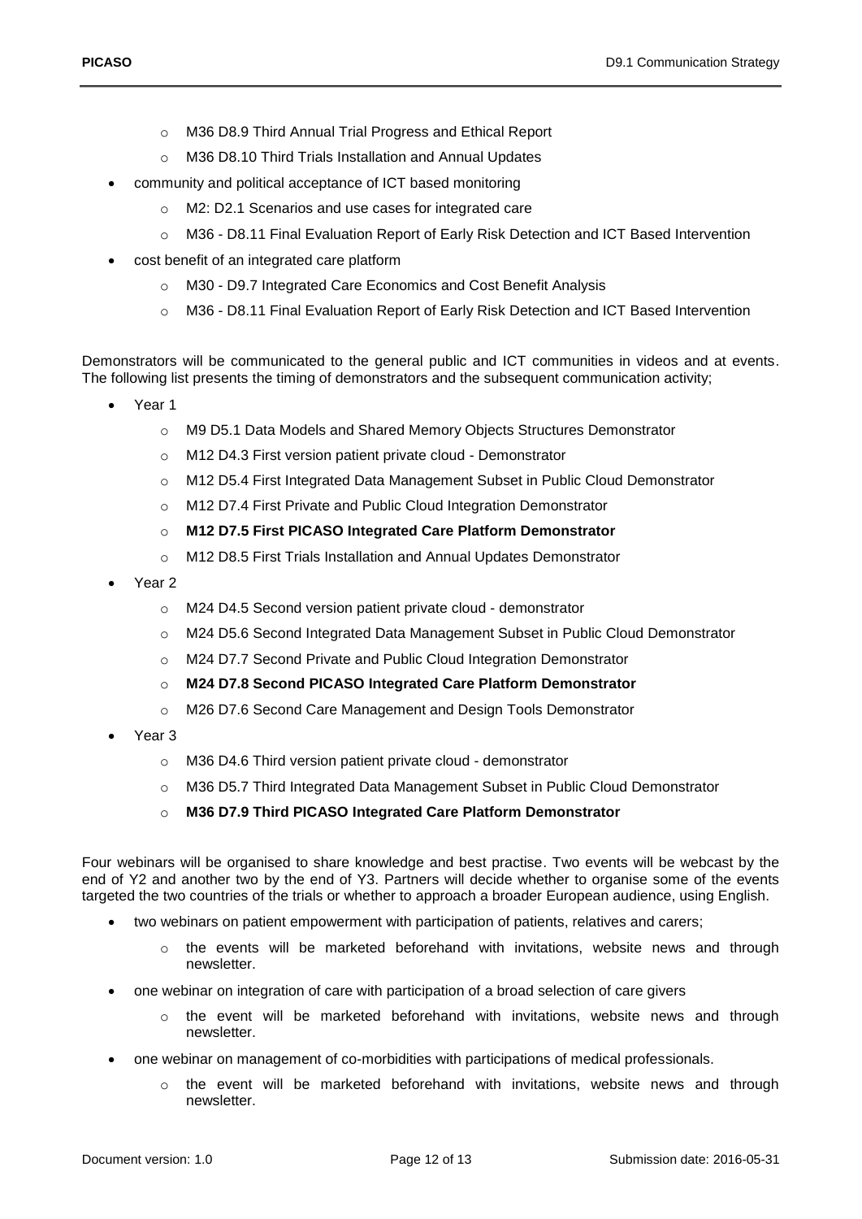- M36 D8.9 Third Annual Trial Progress and Ethical Report
  - M36 D8.10 Third Trials Installation and Annual Updates
- community and political acceptance of ICT based monitoring
  - M2: D2.1 Scenarios and use cases for integrated care
  - M36 - D8.11 Final Evaluation Report of Early Risk Detection and ICT Based Intervention
- cost benefit of an integrated care platform
  - M30 - D9.7 Integrated Care Economics and Cost Benefit Analysis
  - M36 - D8.11 Final Evaluation Report of Early Risk Detection and ICT Based Intervention

Demonstrators will be communicated to the general public and ICT communities in videos and at events. The following list presents the timing of demonstrators and the subsequent communication activity;

- Year 1
  - M9 D5.1 Data Models and Shared Memory Objects Structures Demonstrator
  - M12 D4.3 First version patient private cloud - Demonstrator
  - M12 D5.4 First Integrated Data Management Subset in Public Cloud Demonstrator
  - M12 D7.4 First Private and Public Cloud Integration Demonstrator
  - **M12 D7.5 First PICASO Integrated Care Platform Demonstrator**
  - M12 D8.5 First Trials Installation and Annual Updates Demonstrator
- Year 2
  - M24 D4.5 Second version patient private cloud - demonstrator
  - M24 D5.6 Second Integrated Data Management Subset in Public Cloud Demonstrator
  - M24 D7.7 Second Private and Public Cloud Integration Demonstrator
  - **M24 D7.8 Second PICASO Integrated Care Platform Demonstrator**
  - M26 D7.6 Second Care Management and Design Tools Demonstrator
- Year 3
  - M36 D4.6 Third version patient private cloud - demonstrator
  - M36 D5.7 Third Integrated Data Management Subset in Public Cloud Demonstrator
  - **M36 D7.9 Third PICASO Integrated Care Platform Demonstrator**

Four webinars will be organised to share knowledge and best practise. Two events will be webcast by the end of Y2 and another two by the end of Y3. Partners will decide whether to organise some of the events targeted the two countries of the trials or whether to approach a broader European audience, using English.

- two webinars on patient empowerment with participation of patients, relatives and carers;
  - the events will be marketed beforehand with invitations, website news and through newsletter.
- one webinar on integration of care with participation of a broad selection of care givers
  - the event will be marketed beforehand with invitations, website news and through newsletter.
- one webinar on management of co-morbidities with participations of medical professionals.
  - the event will be marketed beforehand with invitations, website news and through newsletter.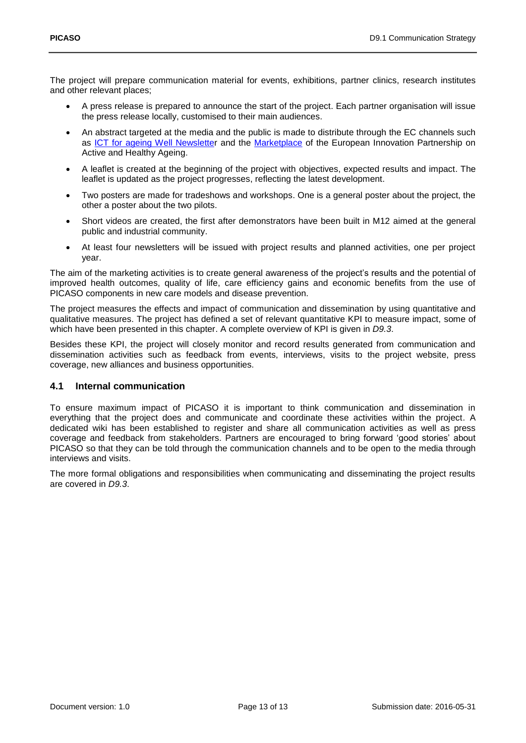The project will prepare communication material for events, exhibitions, partner clinics, research institutes and other relevant places;

- A press release is prepared to announce the start of the project. Each partner organisation will issue the press release locally, customised to their main audiences.
- An abstract targeted at the media and the public is made to distribute through the EC channels such as ICT for ageing Well Newsletter and the Marketplace of the European Innovation Partnership on Active and Healthy Ageing.
- A leaflet is created at the beginning of the project with objectives, expected results and impact. The leaflet is updated as the project progresses, reflecting the latest development.
- Two posters are made for tradeshows and workshops. One is a general poster about the project, the other a poster about the two pilots.
- Short videos are created, the first after demonstrators have been built in M12 aimed at the general public and industrial community.
- At least four newsletters will be issued with project results and planned activities, one per project year.

The aim of the marketing activities is to create general awareness of the project's results and the potential of improved health outcomes, quality of life, care efficiency gains and economic benefits from the use of PICASO components in new care models and disease prevention.

The project measures the effects and impact of communication and dissemination by using quantitative and qualitative measures. The project has defined a set of relevant quantitative KPI to measure impact, some of which have been presented in this chapter. A complete overview of KPI is given in *D9.3*.

Besides these KPI, the project will closely monitor and record results generated from communication and dissemination activities such as feedback from events, interviews, visits to the project website, press coverage, new alliances and business opportunities.

## 4.1 Internal communication

To ensure maximum impact of PICASO it is important to think communication and dissemination in everything that the project does and communicate and coordinate these activities within the project. A dedicated wiki has been established to register and share all communication activities as well as press coverage and feedback from stakeholders. Partners are encouraged to bring forward 'good stories' about PICASO so that they can be told through the communication channels and to be open to the media through interviews and visits.

The more formal obligations and responsibilities when communicating and disseminating the project results are covered in *D9.3*.